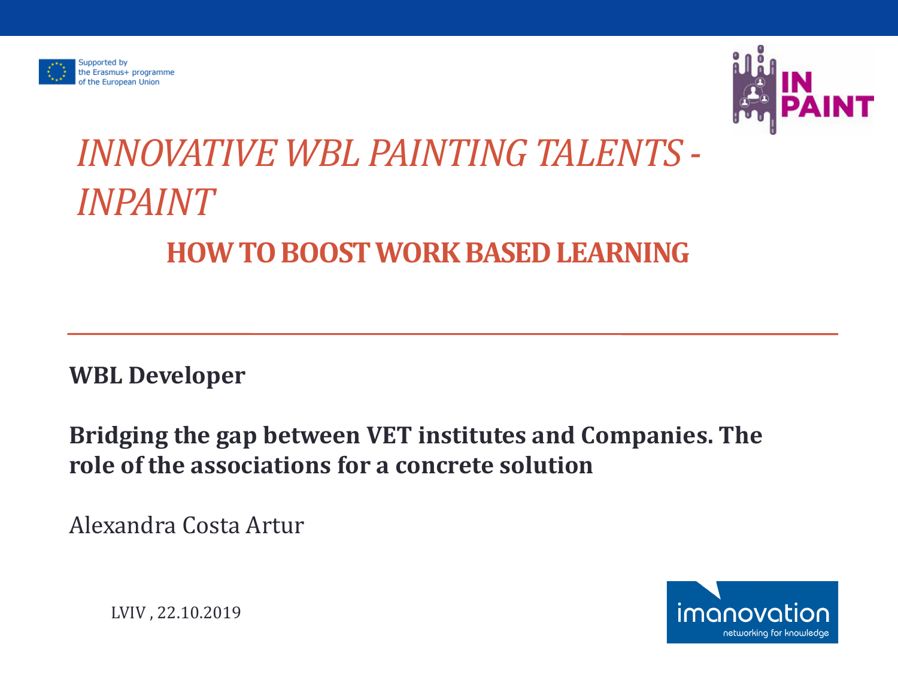Supported by the Erasmus+ programme of the European Union

IN PAINT

# *INNOVATIVE WBL PAINTING TALENTS - INPAINT*

## HOW TO BOOST WORK BASED LEARNING

**WBL Developer**

**Bridging the gap between VET institutes and Companies. The role of the associations for a concrete solution**

Alexandra Costa Artur

LVIV , 22.10.2019

imanovation
networking for knowledge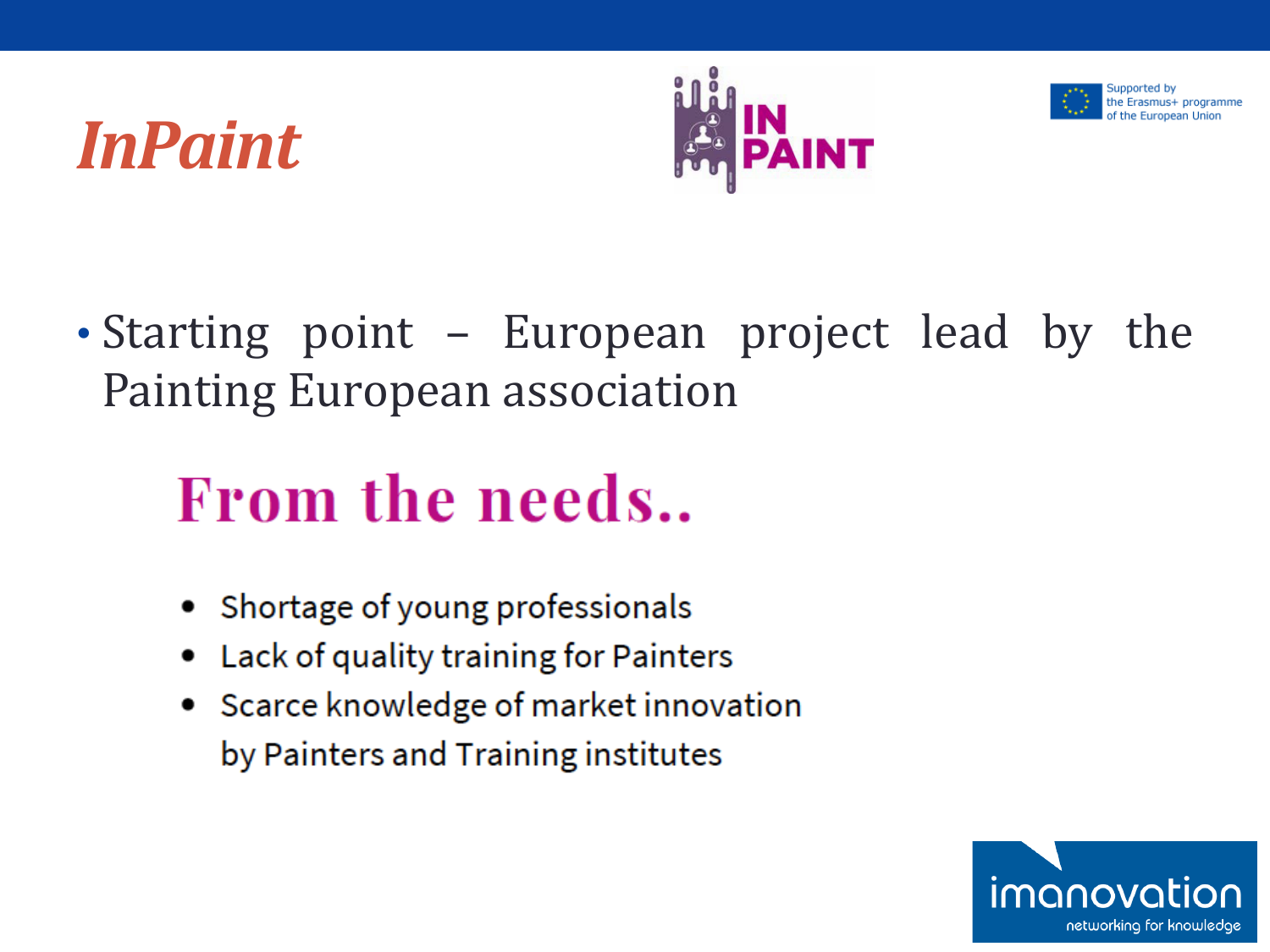# InPaint

IN PAINT

Supported by the Erasmus+ programme of the European Union

- Starting point – European project lead by the Painting European association

## From the needs..

- Shortage of young professionals
- Lack of quality training for Painters
- Scarce knowledge of market innovation by Painters and Training institutes

imanovation
networking for knowledge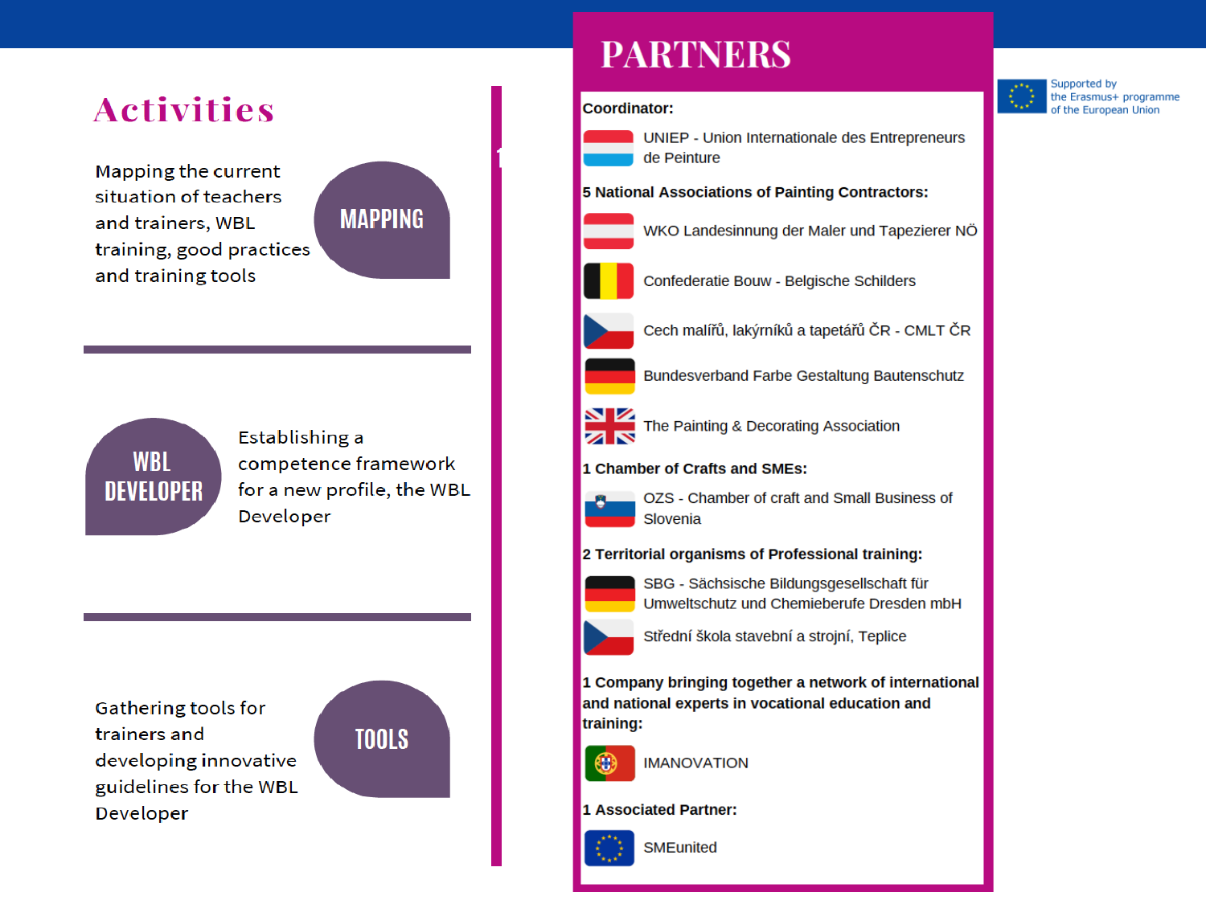# Activities

Mapping the current situation of teachers and trainers, WBL training, good practices and training tools

**MAPPING**

**WBL DEVELOPER**

Establishing a competence framework for a new profile, the WBL Developer

Gathering tools for trainers and developing innovative guidelines for the WBL Developer

**TOOLS**

# PARTNERS

**Coordinator:**

UNIEP - Union Internationale des Entrepreneurs de Peinture

**5 National Associations of Painting Contractors:**

WKO Landesinnung der Maler und Tapezierer NÖ

Confederatie Bouw - Belgische Schilders

Cech malířů, lakýrníků a tapetářů ČR - CMLT ČR

Bundesverband Farbe Gestaltung Bautenschutz

The Painting & Decorating Association

**1 Chamber of Crafts and SMEs:**

OZS - Chamber of craft and Small Business of Slovenia

**2 Territorial organisms of Professional training:**

SBG - Sächsische Bildungsgesellschaft für Umweltschutz und Chemieberufe Dresden mbH

Střední škola stavební a strojní, Teplice

**1 Company bringing together a network of international and national experts in vocational education and training:**

IMANOVATION

**1 Associated Partner:**

SMEunited

Supported by the Erasmus+ programme of the European Union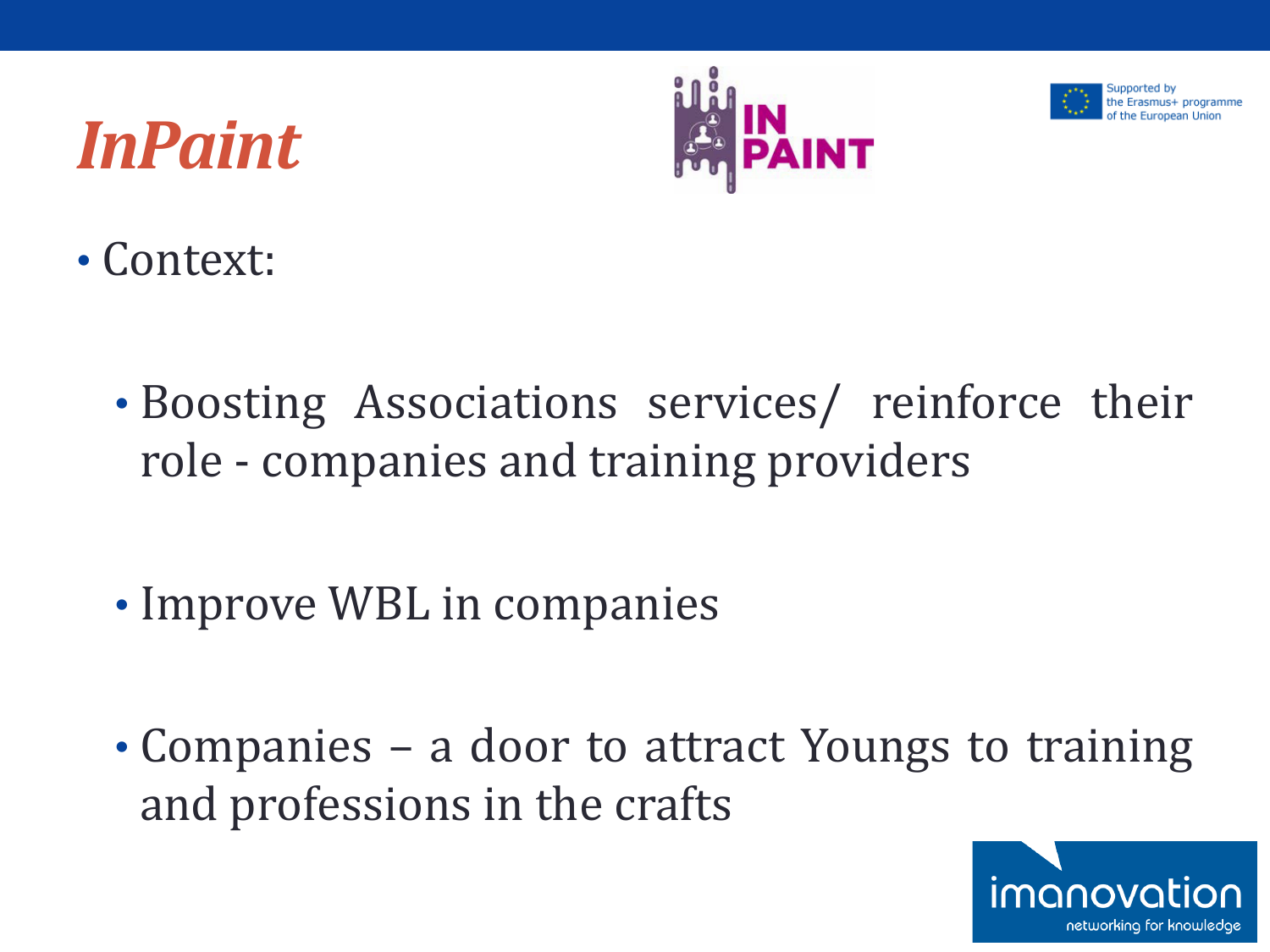# *InPaint*

- Context:
  - Boosting Associations services/ reinforce their role - companies and training providers
  - Improve WBL in companies
  - Companies – a door to attract Youngs to training and professions in the crafts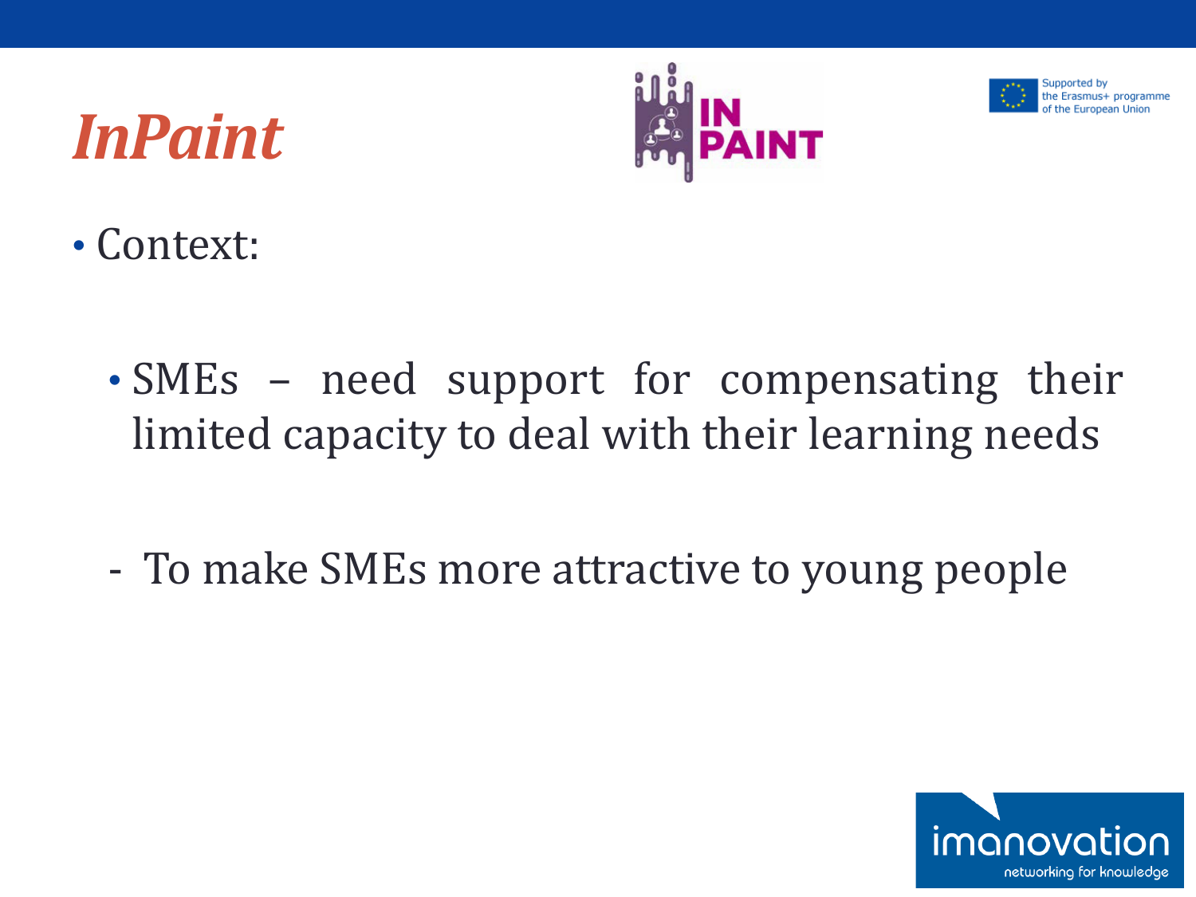# *InPaint*

- Context:

  - SMEs – need support for compensating their limited capacity to deal with their learning needs

  - To make SMEs more attractive to young people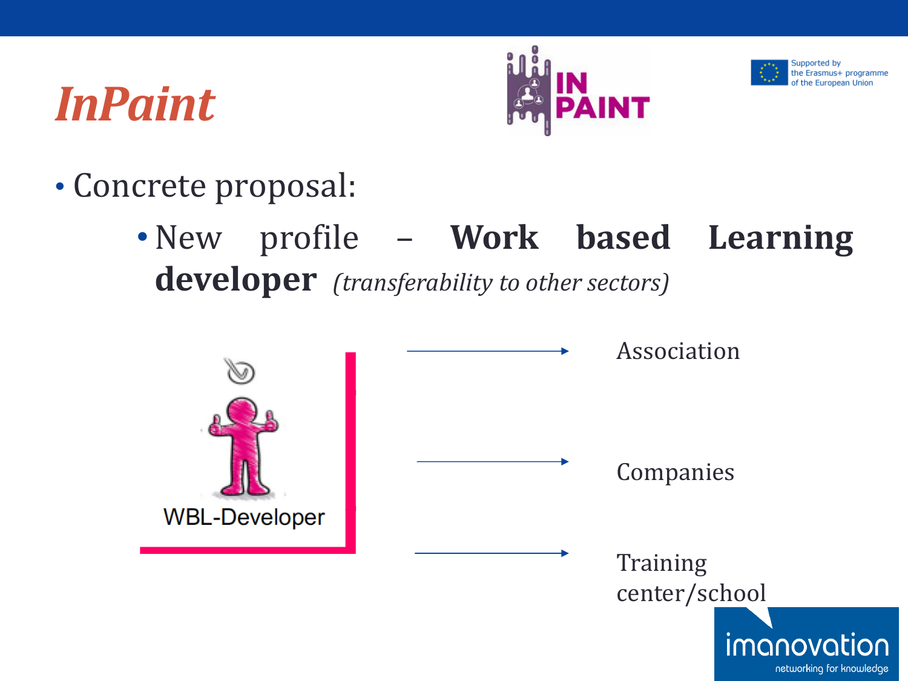# InPaint

- Concrete proposal:
  - New profile – **Work based Learning developer** *(transferability to other sectors)*

WBL-Developer

Association

Companies

Training center/school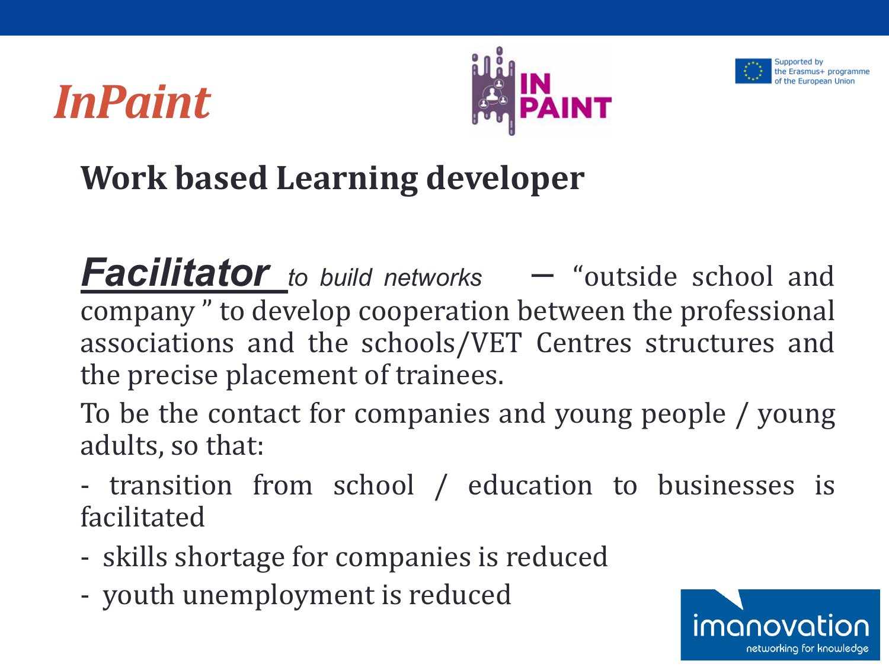# InPaint

## Work based Learning developer

***Facilitator*** *to build networks* – "outside school and company " to develop cooperation between the professional associations and the schools/VET Centres structures and the precise placement of trainees.

To be the contact for companies and young people / young adults, so that:

- transition from school / education to businesses is facilitated
- skills shortage for companies is reduced
- youth unemployment is reduced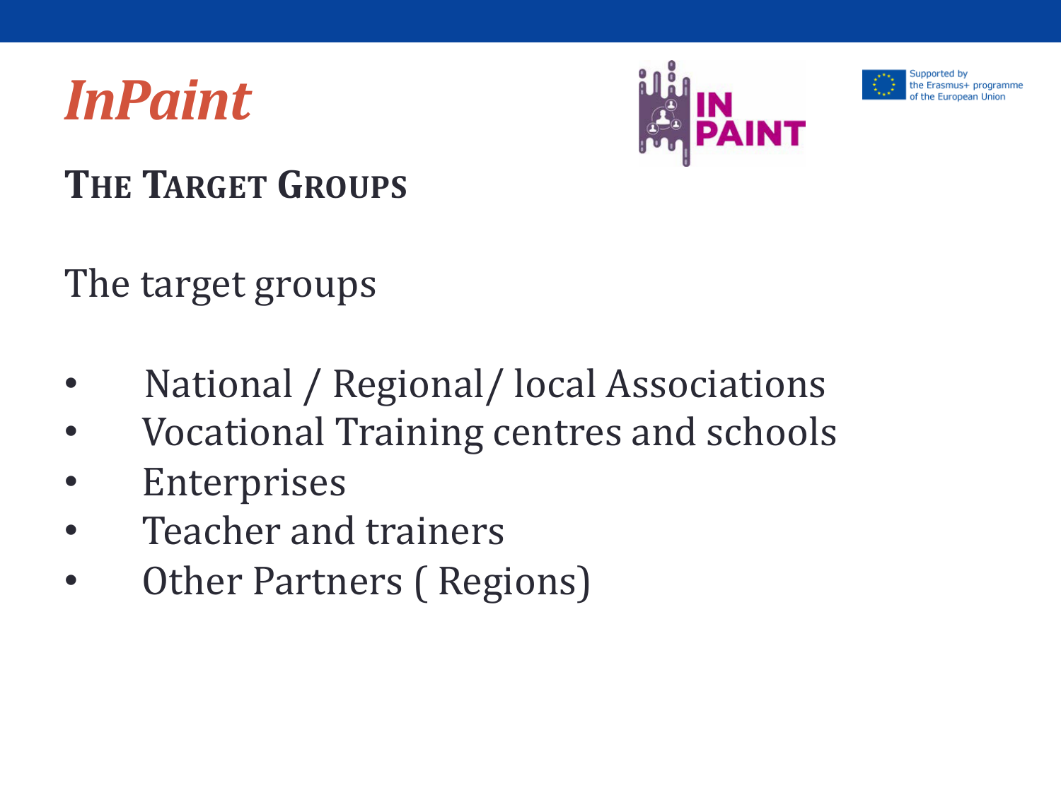# *InPaint*

Supported by the Erasmus+ programme of the European Union

## THE TARGET GROUPS

The target groups

- National / Regional/ local Associations
- Vocational Training centres and schools
- Enterprises
- Teacher and trainers
- Other Partners ( Regions)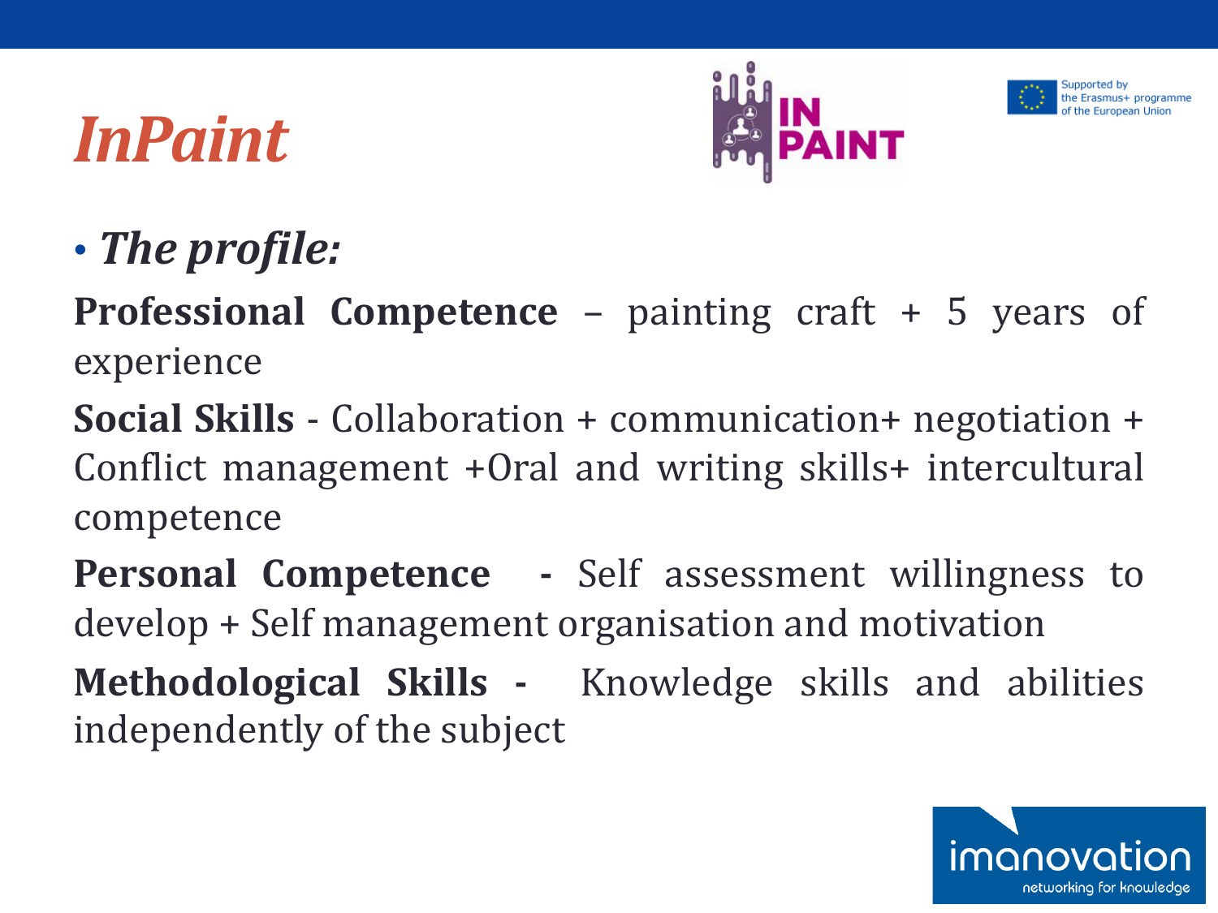# *InPaint*

- ***The profile:***

**Professional Competence** – painting craft + 5 years of experience

**Social Skills** - Collaboration + communication+ negotiation + Conflict management +Oral and writing skills+ intercultural competence

**Personal Competence -** Self assessment willingness to develop + Self management organisation and motivation

**Methodological Skills -** Knowledge skills and abilities independently of the subject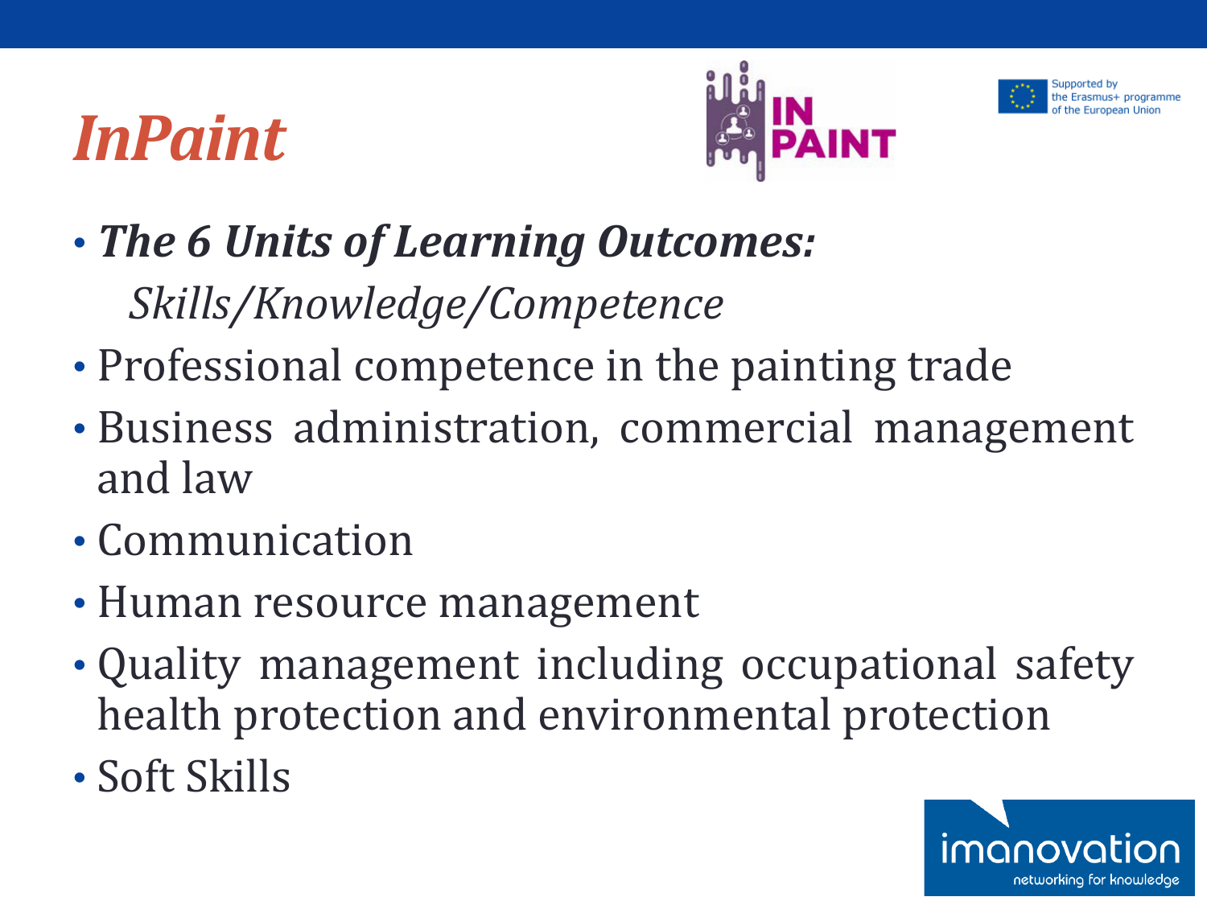# *InPaint*

Supported by the Erasmus+ programme of the European Union

- ***The 6 Units of Learning Outcomes:***

  *Skills/Knowledge/Competence*
- Professional competence in the painting trade
- Business administration, commercial management and law
- Communication
- Human resource management
- Quality management including occupational safety health protection and environmental protection
- Soft Skills

imanovation
networking for knowledge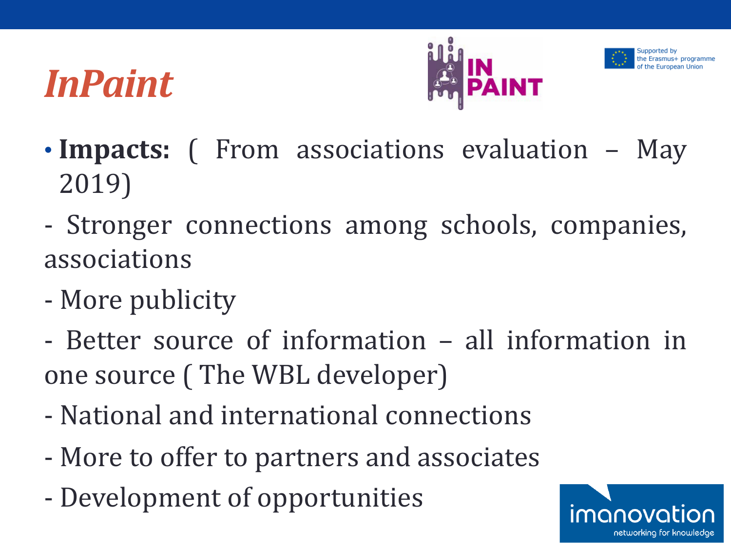# *InPaint*

- **Impacts:** ( From associations evaluation – May 2019)

- Stronger connections among schools, companies, associations

- More publicity

- Better source of information – all information in one source ( The WBL developer)

- National and international connections

- More to offer to partners and associates

- Development of opportunities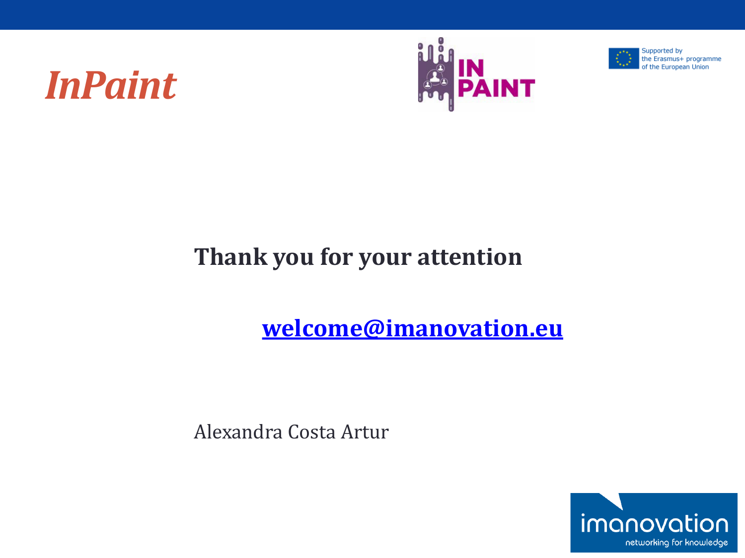*InPaint*

**Thank you for your attention**

**[welcome@imanovation.eu](mailto:welcome@imanovation.eu)**

Alexandra Costa Artur